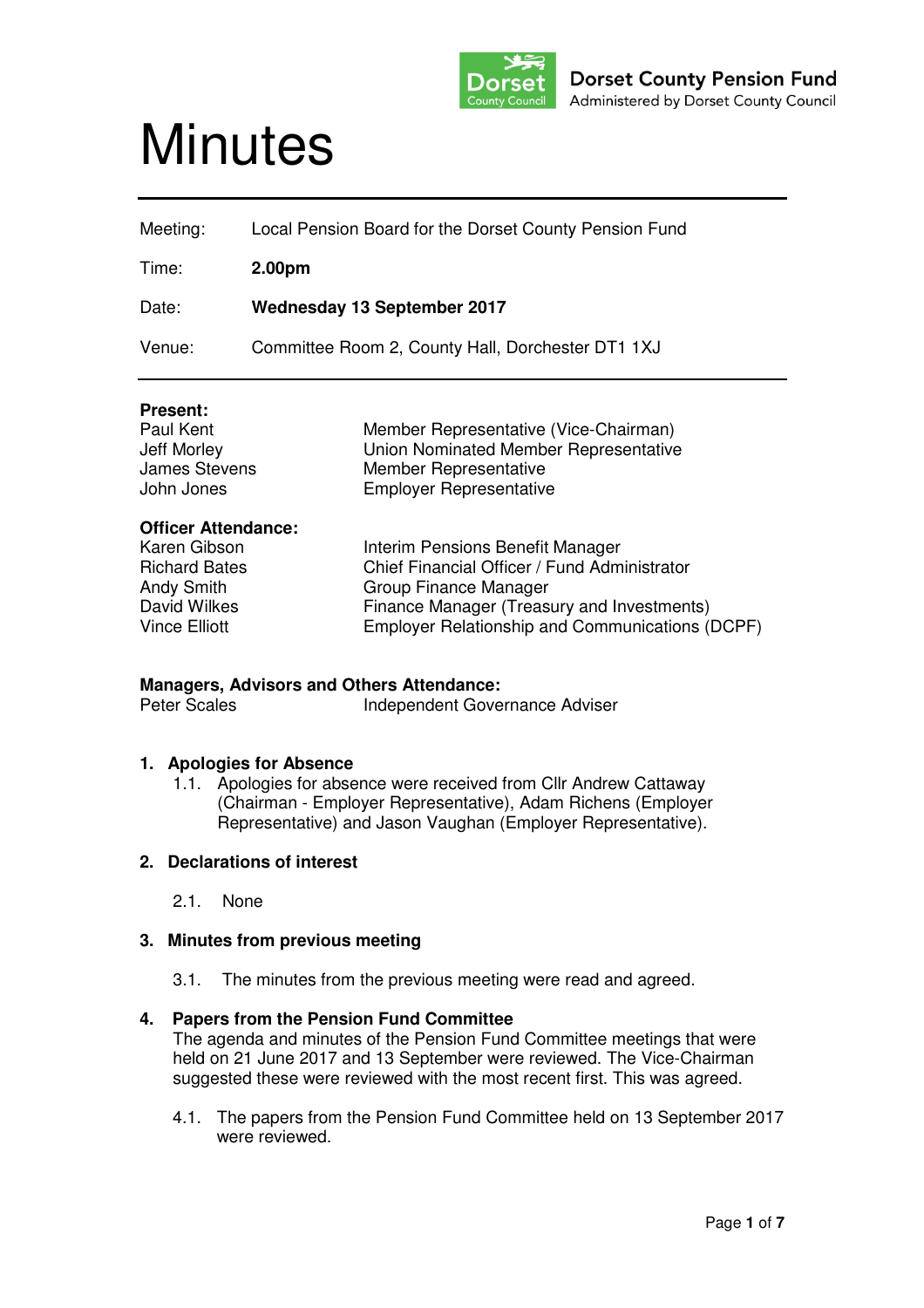Dorset County Pension Fund
Administered by Dorset County Council

# Minutes

| | |
|---|---|
| Meeting: | Local Pension Board for the Dorset County Pension Fund |
| Time: | **2.00pm** |
| Date: | **Wednesday 13 September 2017** |
| Venue: | Committee Room 2, County Hall, Dorchester DT1 1XJ |

**Present:**

| | |
|---|---|
| Paul Kent | Member Representative (Vice-Chairman) |
| Jeff Morley | Union Nominated Member Representative |
| James Stevens | Member Representative |
| John Jones | Employer Representative |

**Officer Attendance:**

| | |
|---|---|
| Karen Gibson | Interim Pensions Benefit Manager |
| Richard Bates | Chief Financial Officer / Fund Administrator |
| Andy Smith | Group Finance Manager |
| David Wilkes | Finance Manager (Treasury and Investments) |
| Vince Elliott | Employer Relationship and Communications (DCPF) |

**Managers, Advisors and Others Attendance:**

| | |
|---|---|
| Peter Scales | Independent Governance Adviser |

**1. Apologies for Absence**

1.1. Apologies for absence were received from Cllr Andrew Cattaway (Chairman - Employer Representative), Adam Richens (Employer Representative) and Jason Vaughan (Employer Representative).

**2. Declarations of interest**

2.1. None

**3. Minutes from previous meeting**

3.1. The minutes from the previous meeting were read and agreed.

**4. Papers from the Pension Fund Committee**

The agenda and minutes of the Pension Fund Committee meetings that were held on 21 June 2017 and 13 September were reviewed. The Vice-Chairman suggested these were reviewed with the most recent first. This was agreed.

4.1. The papers from the Pension Fund Committee held on 13 September 2017 were reviewed.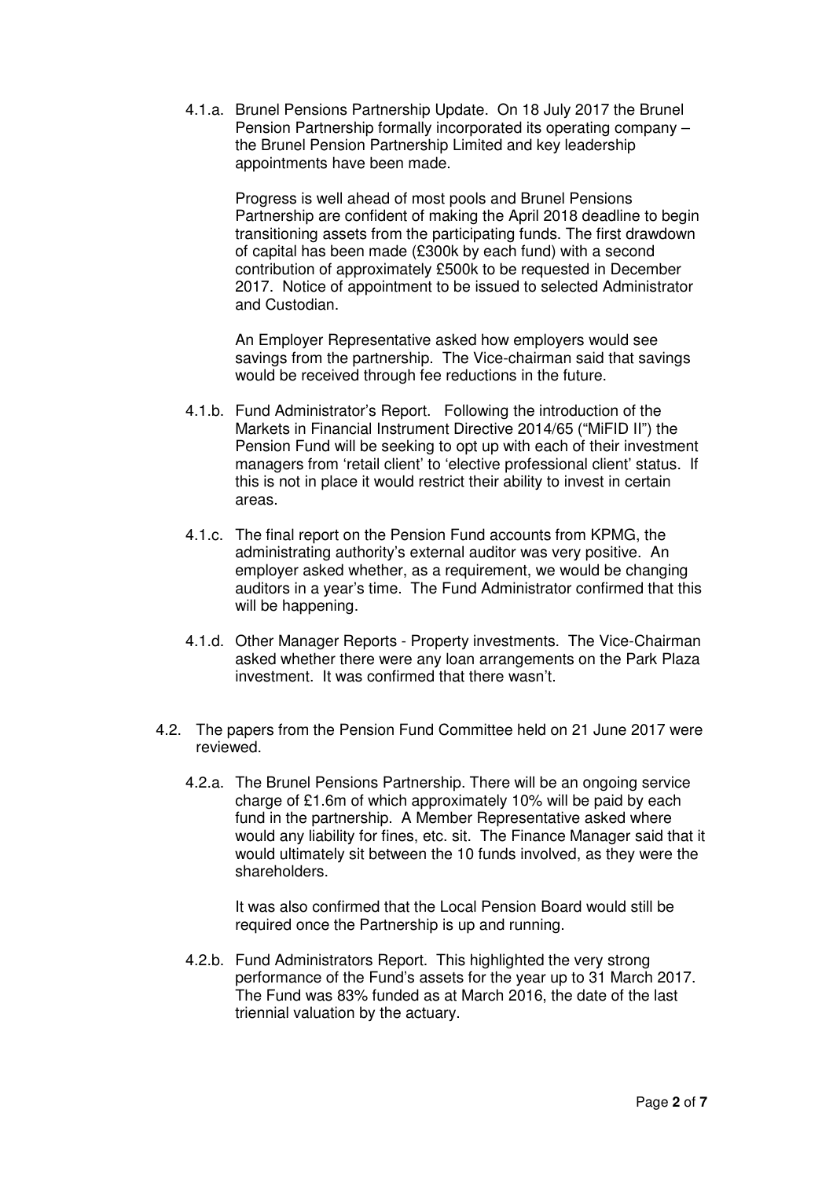4.1.a. Brunel Pensions Partnership Update. On 18 July 2017 the Brunel Pension Partnership formally incorporated its operating company – the Brunel Pension Partnership Limited and key leadership appointments have been made.

Progress is well ahead of most pools and Brunel Pensions Partnership are confident of making the April 2018 deadline to begin transitioning assets from the participating funds. The first drawdown of capital has been made (£300k by each fund) with a second contribution of approximately £500k to be requested in December 2017. Notice of appointment to be issued to selected Administrator and Custodian.

An Employer Representative asked how employers would see savings from the partnership. The Vice-chairman said that savings would be received through fee reductions in the future.

4.1.b. Fund Administrator's Report. Following the introduction of the Markets in Financial Instrument Directive 2014/65 ("MiFID II") the Pension Fund will be seeking to opt up with each of their investment managers from 'retail client' to 'elective professional client' status. If this is not in place it would restrict their ability to invest in certain areas.

4.1.c. The final report on the Pension Fund accounts from KPMG, the administrating authority's external auditor was very positive. An employer asked whether, as a requirement, we would be changing auditors in a year's time. The Fund Administrator confirmed that this will be happening.

4.1.d. Other Manager Reports - Property investments. The Vice-Chairman asked whether there were any loan arrangements on the Park Plaza investment. It was confirmed that there wasn't.

4.2. The papers from the Pension Fund Committee held on 21 June 2017 were reviewed.

4.2.a. The Brunel Pensions Partnership. There will be an ongoing service charge of £1.6m of which approximately 10% will be paid by each fund in the partnership. A Member Representative asked where would any liability for fines, etc. sit. The Finance Manager said that it would ultimately sit between the 10 funds involved, as they were the shareholders.

It was also confirmed that the Local Pension Board would still be required once the Partnership is up and running.

4.2.b. Fund Administrators Report. This highlighted the very strong performance of the Fund's assets for the year up to 31 March 2017. The Fund was 83% funded as at March 2016, the date of the last triennial valuation by the actuary.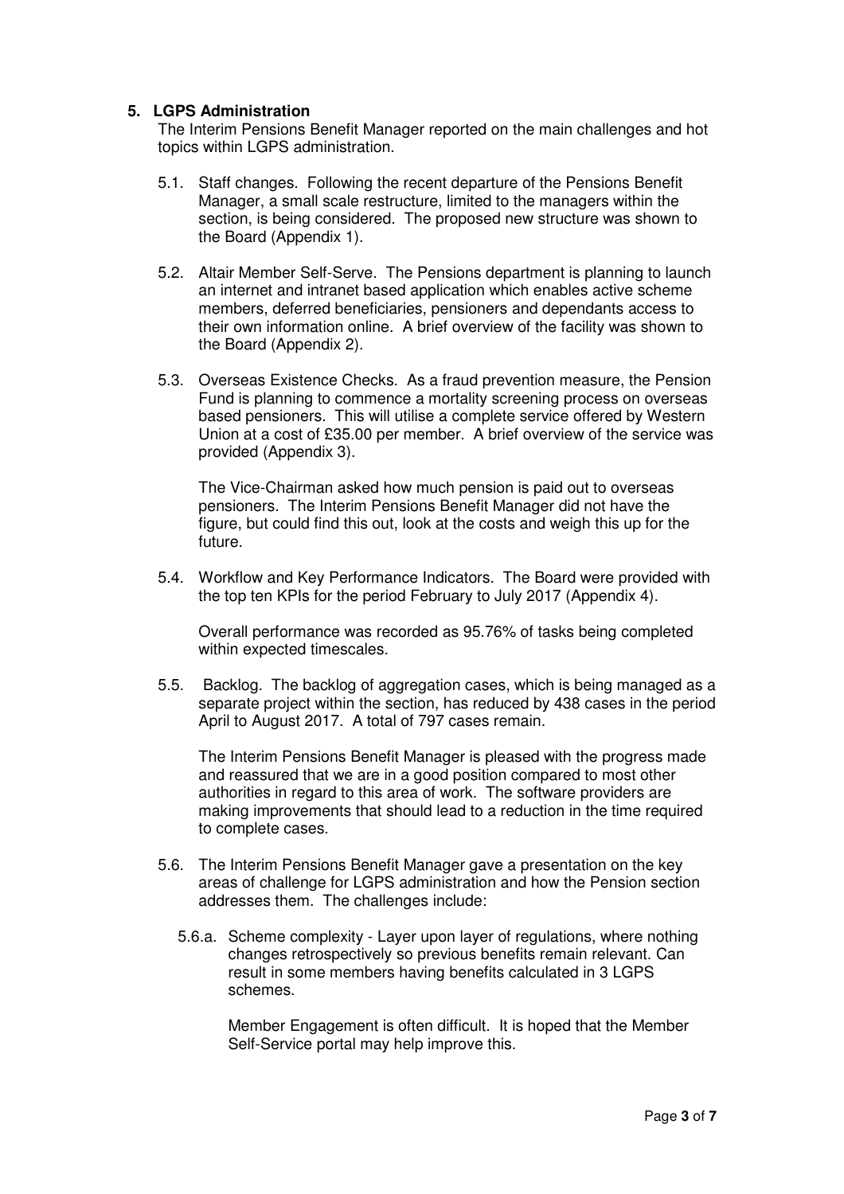## 5. LGPS Administration

The Interim Pensions Benefit Manager reported on the main challenges and hot topics within LGPS administration.

5.1. Staff changes. Following the recent departure of the Pensions Benefit Manager, a small scale restructure, limited to the managers within the section, is being considered. The proposed new structure was shown to the Board (Appendix 1).

5.2. Altair Member Self-Serve. The Pensions department is planning to launch an internet and intranet based application which enables active scheme members, deferred beneficiaries, pensioners and dependants access to their own information online. A brief overview of the facility was shown to the Board (Appendix 2).

5.3. Overseas Existence Checks. As a fraud prevention measure, the Pension Fund is planning to commence a mortality screening process on overseas based pensioners. This will utilise a complete service offered by Western Union at a cost of £35.00 per member. A brief overview of the service was provided (Appendix 3).

The Vice-Chairman asked how much pension is paid out to overseas pensioners. The Interim Pensions Benefit Manager did not have the figure, but could find this out, look at the costs and weigh this up for the future.

5.4. Workflow and Key Performance Indicators. The Board were provided with the top ten KPIs for the period February to July 2017 (Appendix 4).

Overall performance was recorded as 95.76% of tasks being completed within expected timescales.

5.5. Backlog. The backlog of aggregation cases, which is being managed as a separate project within the section, has reduced by 438 cases in the period April to August 2017. A total of 797 cases remain.

The Interim Pensions Benefit Manager is pleased with the progress made and reassured that we are in a good position compared to most other authorities in regard to this area of work. The software providers are making improvements that should lead to a reduction in the time required to complete cases.

5.6. The Interim Pensions Benefit Manager gave a presentation on the key areas of challenge for LGPS administration and how the Pension section addresses them. The challenges include:

5.6.a. Scheme complexity - Layer upon layer of regulations, where nothing changes retrospectively so previous benefits remain relevant. Can result in some members having benefits calculated in 3 LGPS schemes.

Member Engagement is often difficult. It is hoped that the Member Self-Service portal may help improve this.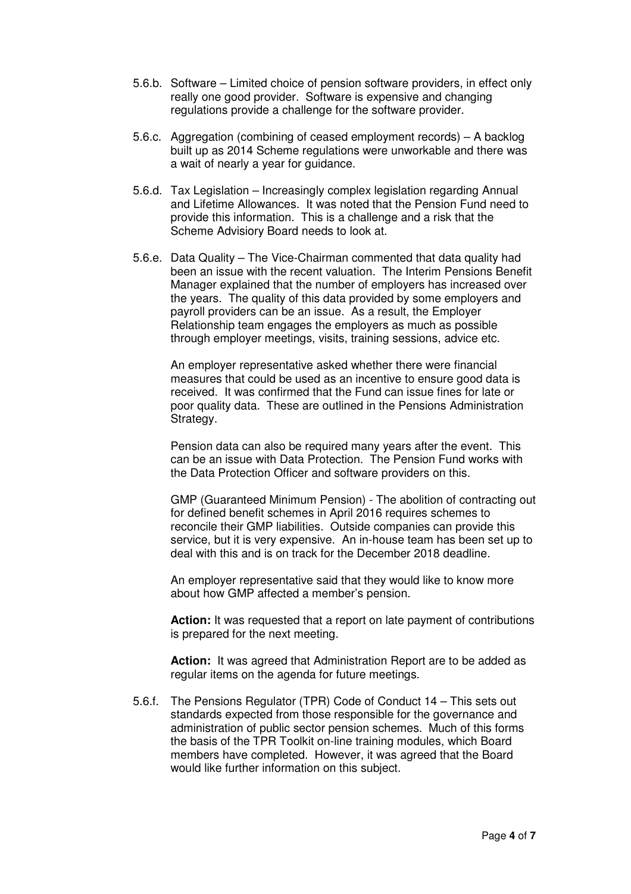5.6.b. Software – Limited choice of pension software providers, in effect only really one good provider. Software is expensive and changing regulations provide a challenge for the software provider.

5.6.c. Aggregation (combining of ceased employment records) – A backlog built up as 2014 Scheme regulations were unworkable and there was a wait of nearly a year for guidance.

5.6.d. Tax Legislation – Increasingly complex legislation regarding Annual and Lifetime Allowances. It was noted that the Pension Fund need to provide this information. This is a challenge and a risk that the Scheme Advisory Board needs to look at.

5.6.e. Data Quality – The Vice-Chairman commented that data quality had been an issue with the recent valuation. The Interim Pensions Benefit Manager explained that the number of employers has increased over the years. The quality of this data provided by some employers and payroll providers can be an issue. As a result, the Employer Relationship team engages the employers as much as possible through employer meetings, visits, training sessions, advice etc.

An employer representative asked whether there were financial measures that could be used as an incentive to ensure good data is received. It was confirmed that the Fund can issue fines for late or poor quality data. These are outlined in the Pensions Administration Strategy.

Pension data can also be required many years after the event. This can be an issue with Data Protection. The Pension Fund works with the Data Protection Officer and software providers on this.

GMP (Guaranteed Minimum Pension) - The abolition of contracting out for defined benefit schemes in April 2016 requires schemes to reconcile their GMP liabilities. Outside companies can provide this service, but it is very expensive. An in-house team has been set up to deal with this and is on track for the December 2018 deadline.

An employer representative said that they would like to know more about how GMP affected a member's pension.

**Action:** It was requested that a report on late payment of contributions is prepared for the next meeting.

**Action:** It was agreed that Administration Report are to be added as regular items on the agenda for future meetings.

5.6.f. The Pensions Regulator (TPR) Code of Conduct 14 – This sets out standards expected from those responsible for the governance and administration of public sector pension schemes. Much of this forms the basis of the TPR Toolkit on-line training modules, which Board members have completed. However, it was agreed that the Board would like further information on this subject.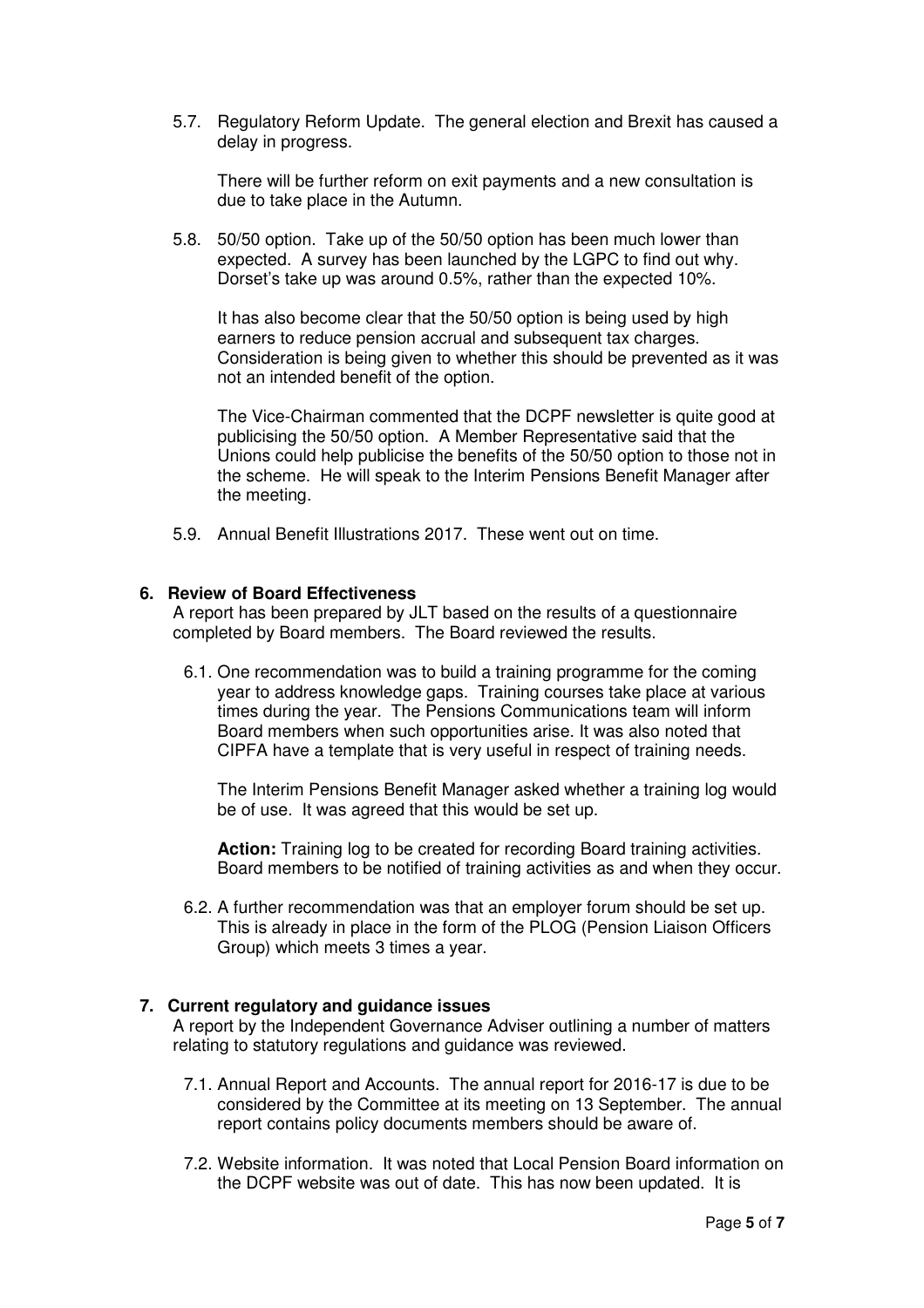5.7. Regulatory Reform Update. The general election and Brexit has caused a delay in progress.

There will be further reform on exit payments and a new consultation is due to take place in the Autumn.

5.8. 50/50 option. Take up of the 50/50 option has been much lower than expected. A survey has been launched by the LGPC to find out why. Dorset's take up was around 0.5%, rather than the expected 10%.

It has also become clear that the 50/50 option is being used by high earners to reduce pension accrual and subsequent tax charges. Consideration is being given to whether this should be prevented as it was not an intended benefit of the option.

The Vice-Chairman commented that the DCPF newsletter is quite good at publicising the 50/50 option. A Member Representative said that the Unions could help publicise the benefits of the 50/50 option to those not in the scheme. He will speak to the Interim Pensions Benefit Manager after the meeting.

5.9. Annual Benefit Illustrations 2017. These went out on time.

## 6. Review of Board Effectiveness

A report has been prepared by JLT based on the results of a questionnaire completed by Board members. The Board reviewed the results.

6.1. One recommendation was to build a training programme for the coming year to address knowledge gaps. Training courses take place at various times during the year. The Pensions Communications team will inform Board members when such opportunities arise. It was also noted that CIPFA have a template that is very useful in respect of training needs.

The Interim Pensions Benefit Manager asked whether a training log would be of use. It was agreed that this would be set up.

**Action:** Training log to be created for recording Board training activities. Board members to be notified of training activities as and when they occur.

6.2. A further recommendation was that an employer forum should be set up. This is already in place in the form of the PLOG (Pension Liaison Officers Group) which meets 3 times a year.

## 7. Current regulatory and guidance issues

A report by the Independent Governance Adviser outlining a number of matters relating to statutory regulations and guidance was reviewed.

7.1. Annual Report and Accounts. The annual report for 2016-17 is due to be considered by the Committee at its meeting on 13 September. The annual report contains policy documents members should be aware of.

7.2. Website information. It was noted that Local Pension Board information on the DCPF website was out of date. This has now been updated. It is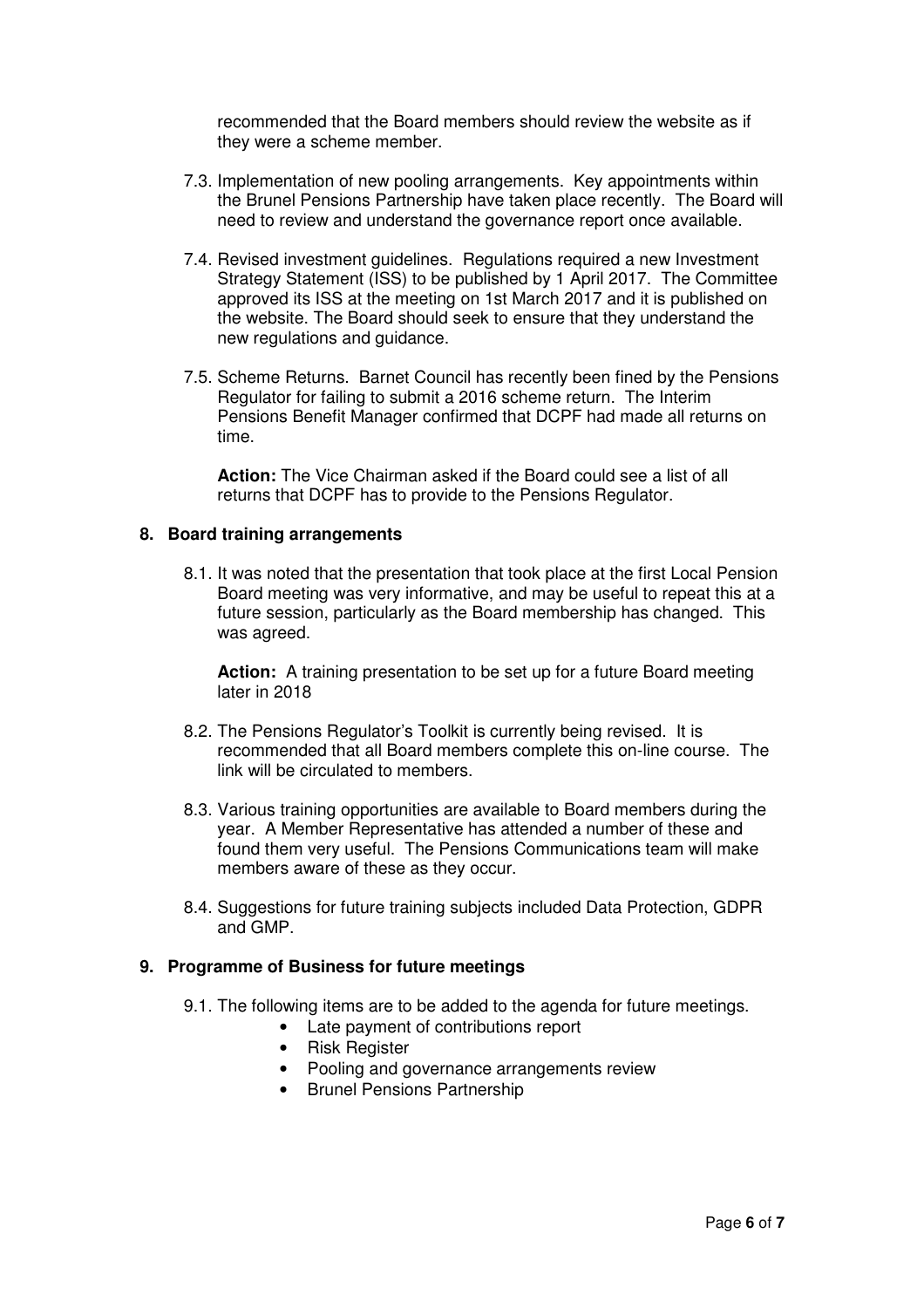recommended that the Board members should review the website as if they were a scheme member.

7.3. Implementation of new pooling arrangements. Key appointments within the Brunel Pensions Partnership have taken place recently. The Board will need to review and understand the governance report once available.

7.4. Revised investment guidelines. Regulations required a new Investment Strategy Statement (ISS) to be published by 1 April 2017. The Committee approved its ISS at the meeting on 1st March 2017 and it is published on the website. The Board should seek to ensure that they understand the new regulations and guidance.

7.5. Scheme Returns. Barnet Council has recently been fined by the Pensions Regulator for failing to submit a 2016 scheme return. The Interim Pensions Benefit Manager confirmed that DCPF had made all returns on time.

**Action:** The Vice Chairman asked if the Board could see a list of all returns that DCPF has to provide to the Pensions Regulator.

## 8. Board training arrangements

8.1. It was noted that the presentation that took place at the first Local Pension Board meeting was very informative, and may be useful to repeat this at a future session, particularly as the Board membership has changed. This was agreed.

**Action:** A training presentation to be set up for a future Board meeting later in 2018

8.2. The Pensions Regulator's Toolkit is currently being revised. It is recommended that all Board members complete this on-line course. The link will be circulated to members.

8.3. Various training opportunities are available to Board members during the year. A Member Representative has attended a number of these and found them very useful. The Pensions Communications team will make members aware of these as they occur.

8.4. Suggestions for future training subjects included Data Protection, GDPR and GMP.

## 9. Programme of Business for future meetings

9.1. The following items are to be added to the agenda for future meetings.

- Late payment of contributions report
- Risk Register
- Pooling and governance arrangements review
- Brunel Pensions Partnership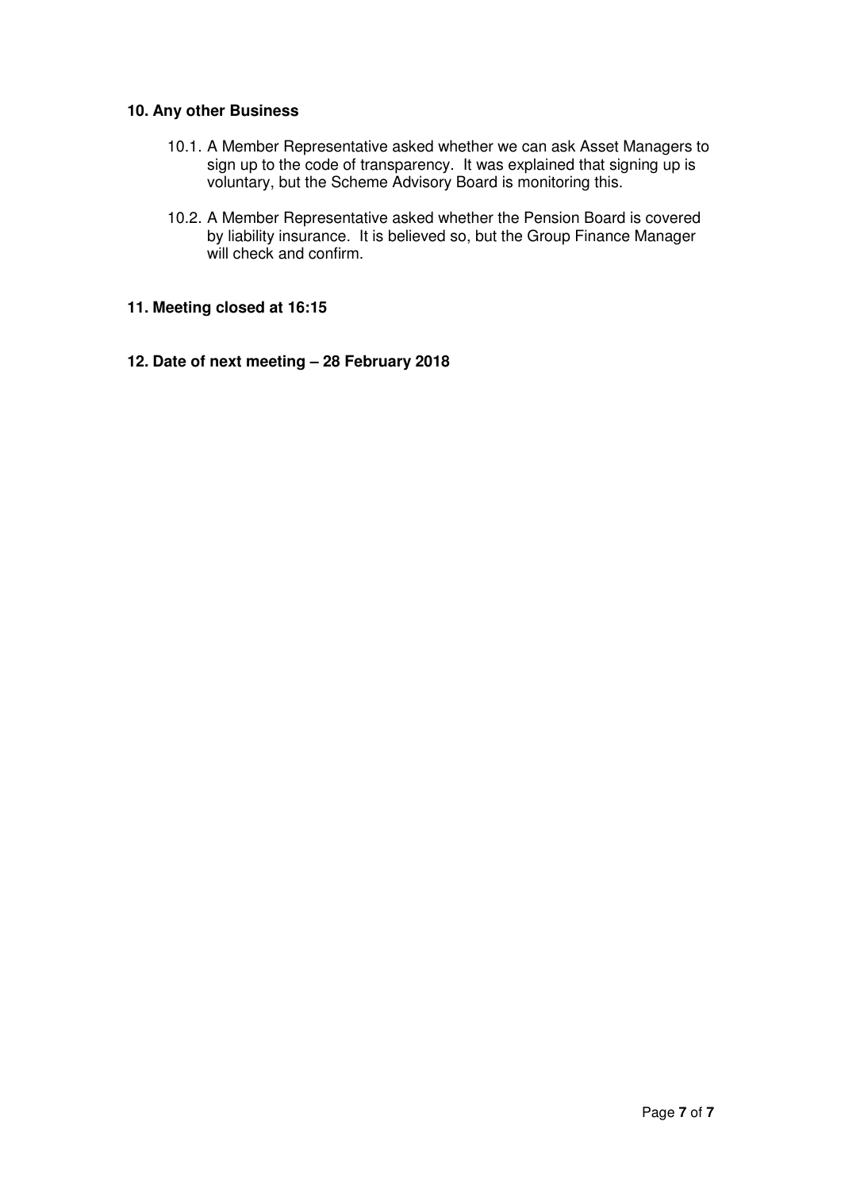**10. Any other Business**

10.1. A Member Representative asked whether we can ask Asset Managers to sign up to the code of transparency. It was explained that signing up is voluntary, but the Scheme Advisory Board is monitoring this.

10.2. A Member Representative asked whether the Pension Board is covered by liability insurance. It is believed so, but the Group Finance Manager will check and confirm.

**11. Meeting closed at 16:15**

**12. Date of next meeting – 28 February 2018**